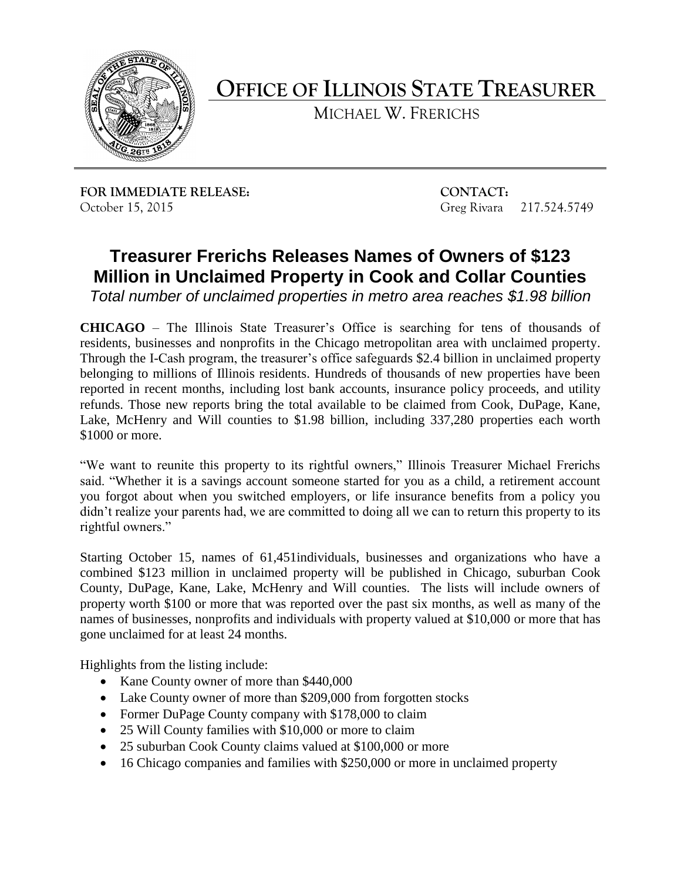# OFFICE OF ILLINOIS STATE TREASURER

MICHAEL W. FRERICHS

**FOR IMMEDIATE RELEASE:**
October 15, 2015

**CONTACT:**
Greg Rivara 217.524.5749

## Treasurer Frerichs Releases Names of Owners of $123 Million in Unclaimed Property in Cook and Collar Counties

*Total number of unclaimed properties in metro area reaches $1.98 billion*

**CHICAGO** – The Illinois State Treasurer's Office is searching for tens of thousands of residents, businesses and nonprofits in the Chicago metropolitan area with unclaimed property. Through the I-Cash program, the treasurer's office safeguards $2.4 billion in unclaimed property belonging to millions of Illinois residents. Hundreds of thousands of new properties have been reported in recent months, including lost bank accounts, insurance policy proceeds, and utility refunds. Those new reports bring the total available to be claimed from Cook, DuPage, Kane, Lake, McHenry and Will counties to $1.98 billion, including 337,280 properties each worth $1000 or more.

"We want to reunite this property to its rightful owners," Illinois Treasurer Michael Frerichs said. "Whether it is a savings account someone started for you as a child, a retirement account you forgot about when you switched employers, or life insurance benefits from a policy you didn't realize your parents had, we are committed to doing all we can to return this property to its rightful owners."

Starting October 15, names of 61,451individuals, businesses and organizations who have a combined $123 million in unclaimed property will be published in Chicago, suburban Cook County, DuPage, Kane, Lake, McHenry and Will counties. The lists will include owners of property worth $100 or more that was reported over the past six months, as well as many of the names of businesses, nonprofits and individuals with property valued at $10,000 or more that has gone unclaimed for at least 24 months.

Highlights from the listing include:

- Kane County owner of more than $440,000
- Lake County owner of more than $209,000 from forgotten stocks
- Former DuPage County company with $178,000 to claim
- 25 Will County families with $10,000 or more to claim
- 25 suburban Cook County claims valued at $100,000 or more
- 16 Chicago companies and families with $250,000 or more in unclaimed property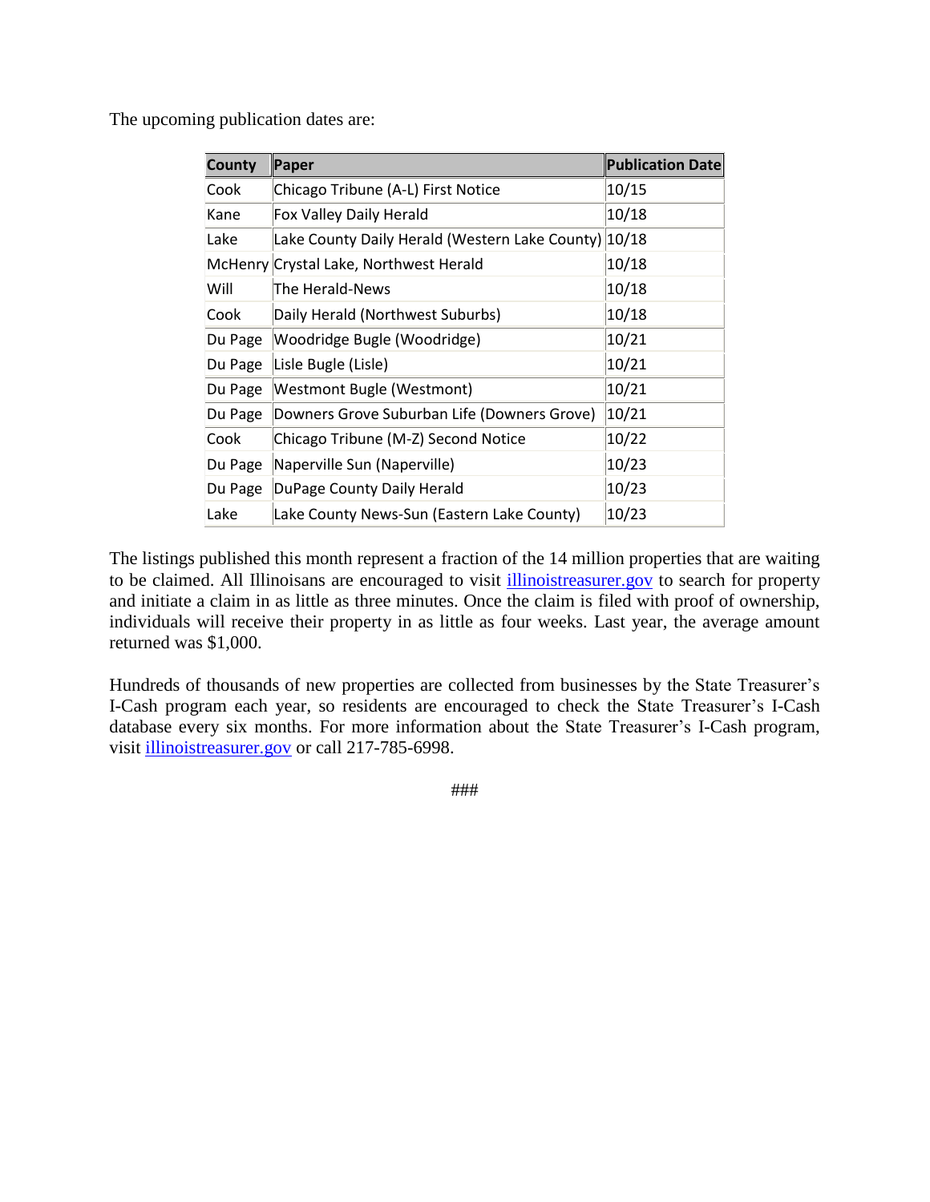The upcoming publication dates are:

| County | Paper | Publication Date |
|---|---|---|
| Cook | Chicago Tribune (A-L) First Notice | 10/15 |
| Kane | Fox Valley Daily Herald | 10/18 |
| Lake | Lake County Daily Herald (Western Lake County) | 10/18 |
| McHenry | Crystal Lake, Northwest Herald | 10/18 |
| Will | The Herald-News | 10/18 |
| Cook | Daily Herald (Northwest Suburbs) | 10/18 |
| Du Page | Woodridge Bugle (Woodridge) | 10/21 |
| Du Page | Lisle Bugle (Lisle) | 10/21 |
| Du Page | Westmont Bugle (Westmont) | 10/21 |
| Du Page | Downers Grove Suburban Life (Downers Grove) | 10/21 |
| Cook | Chicago Tribune (M-Z) Second Notice | 10/22 |
| Du Page | Naperville Sun (Naperville) | 10/23 |
| Du Page | DuPage County Daily Herald | 10/23 |
| Lake | Lake County News-Sun (Eastern Lake County) | 10/23 |

The listings published this month represent a fraction of the 14 million properties that are waiting to be claimed. All Illinoisans are encouraged to visit illinoistreasurer.gov to search for property and initiate a claim in as little as three minutes. Once the claim is filed with proof of ownership, individuals will receive their property in as little as four weeks. Last year, the average amount returned was $1,000.

Hundreds of thousands of new properties are collected from businesses by the State Treasurer's I-Cash program each year, so residents are encouraged to check the State Treasurer's I-Cash database every six months. For more information about the State Treasurer's I-Cash program, visit illinoistreasurer.gov or call 217-785-6998.

###